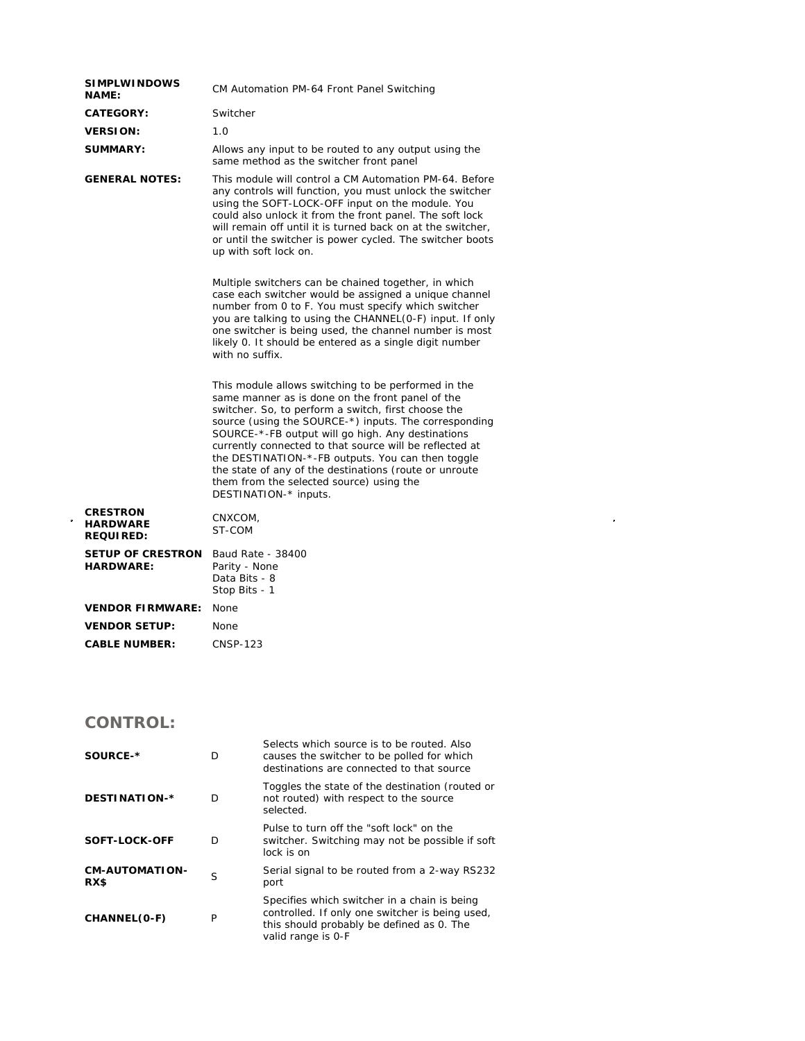| | |
|---|---|
| **SIMPLWINDOWS NAME:** | CM Automation PM-64 Front Panel Switching |
| **CATEGORY:** | Switcher |
| **VERSION:** | 1.0 |
| **SUMMARY:** | Allows any input to be routed to any output using the same method as the switcher front panel |
| **GENERAL NOTES:** | This module will control a CM Automation PM-64. Before any controls will function, you must unlock the switcher using the SOFT-LOCK-OFF input on the module. You could also unlock it from the front panel. The soft lock will remain off until it is turned back on at the switcher, or until the switcher is power cycled. The switcher boots up with soft lock on.<br><br>Multiple switchers can be chained together, in which case each switcher would be assigned a unique channel number from 0 to F. You must specify which switcher you are talking to using the CHANNEL(0-F) input. If only one switcher is being used, the channel number is most likely 0. It should be entered as a single digit number with no suffix.<br><br>This module allows switching to be performed in the same manner as is done on the front panel of the switcher. So, to perform a switch, first choose the source (using the SOURCE-*) inputs. The corresponding SOURCE-*-FB output will go high. Any destinations currently connected to that source will be reflected at the DESTINATION-*-FB outputs. You can then toggle the state of any of the destinations (route or unroute them from the selected source) using the DESTINATION-* inputs. |
| **CRESTRON HARDWARE REQUIRED:** | CNXCOM,<br>ST-COM |
| **SETUP OF CRESTRON HARDWARE:** | Baud Rate - 38400<br>Parity - None<br>Data Bits - 8<br>Stop Bits - 1 |
| **VENDOR FIRMWARE:** | None |
| **VENDOR SETUP:** | None |
| **CABLE NUMBER:** | CNSP-123 |

## CONTROL:

| | | |
|---|---|---|
| **SOURCE-*** | D | Selects which source is to be routed. Also causes the switcher to be polled for which destinations are connected to that source |
| **DESTINATION-*** | D | Toggles the state of the destination (routed or not routed) with respect to the source selected. |
| **SOFT-LOCK-OFF** | D | Pulse to turn off the "soft lock" on the switcher. Switching may not be possible if soft lock is on |
| **CM-AUTOMATION-RX$** | S | Serial signal to be routed from a 2-way RS232 port |
| **CHANNEL(0-F)** | P | Specifies which switcher in a chain is being controlled. If only one switcher is being used, this should probably be defined as 0. The valid range is 0-F |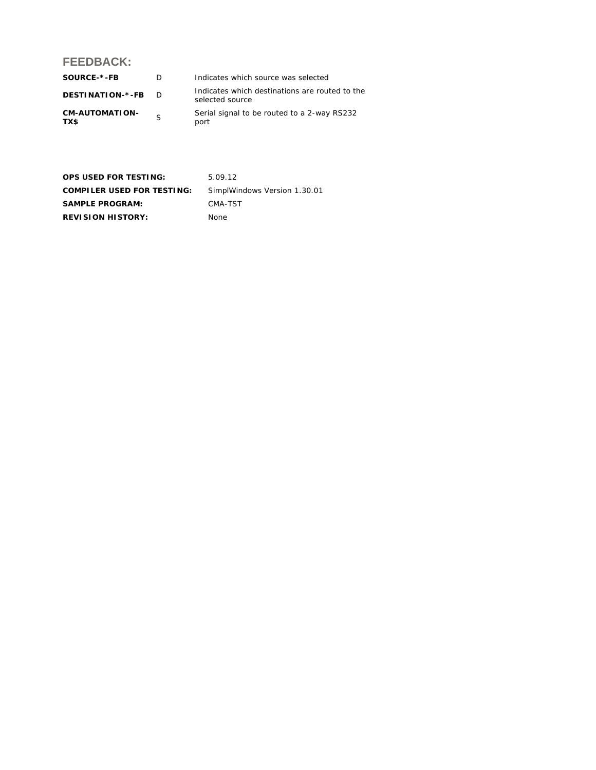## FEEDBACK:

| | | |
|---|---|---|
| **SOURCE-*-FB** | D | Indicates which source was selected |
| **DESTINATION-*-FB** | D | Indicates which destinations are routed to the selected source |
| **CM-AUTOMATION-TX$** | S | Serial signal to be routed to a 2-way RS232 port |

| | |
|---|---|
| **OPS USED FOR TESTING:** | 5.09.12 |
| **COMPILER USED FOR TESTING:** | SimplWindows Version 1.30.01 |
| **SAMPLE PROGRAM:** | CMA-TST |
| **REVISION HISTORY:** | None |